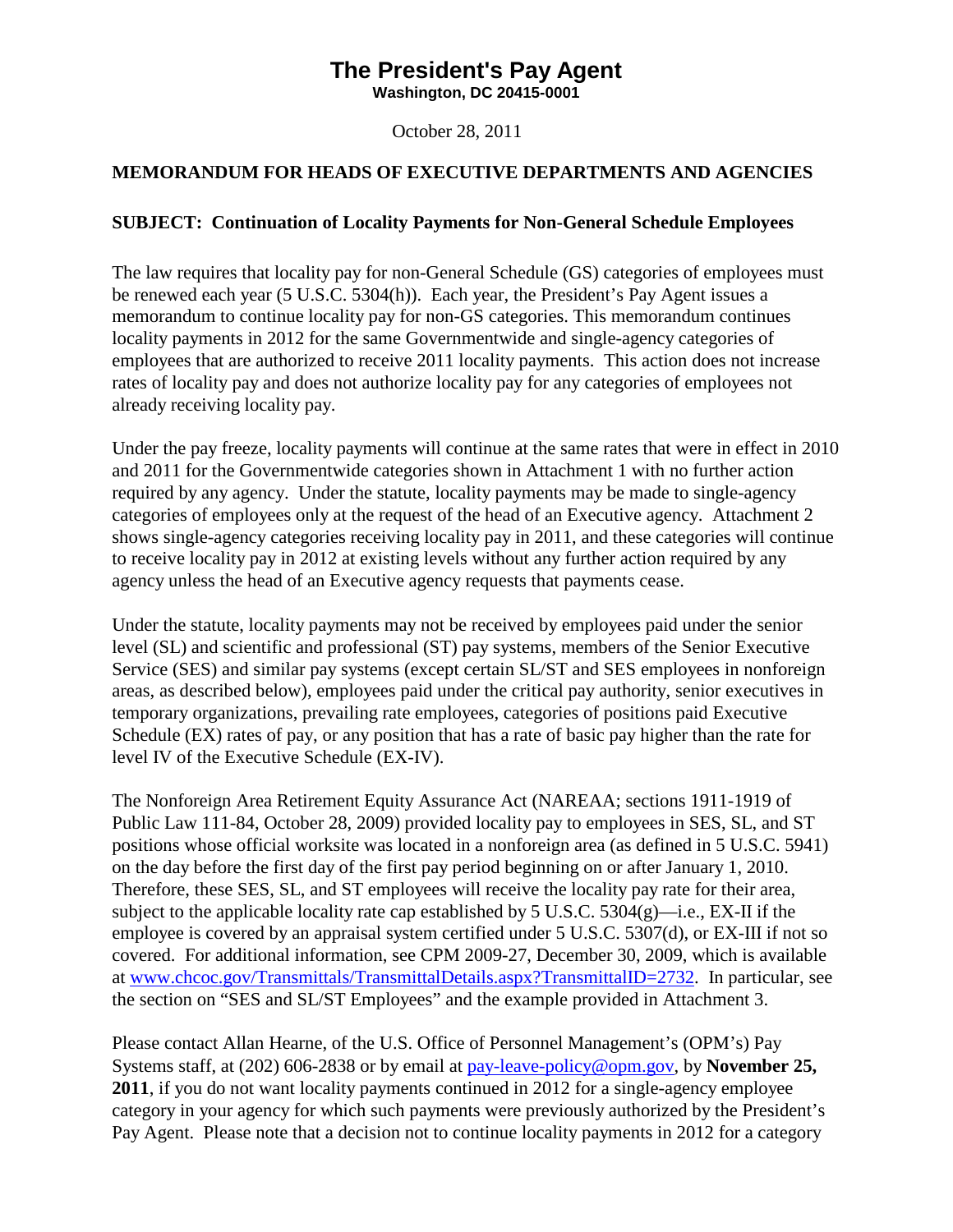# The President's Pay Agent

**Washington, DC 20415-0001**

October 28, 2011

**MEMORANDUM FOR HEADS OF EXECUTIVE DEPARTMENTS AND AGENCIES**

**SUBJECT: Continuation of Locality Payments for Non-General Schedule Employees**

The law requires that locality pay for non-General Schedule (GS) categories of employees must be renewed each year (5 U.S.C. 5304(h)). Each year, the President's Pay Agent issues a memorandum to continue locality pay for non-GS categories. This memorandum continues locality payments in 2012 for the same Governmentwide and single-agency categories of employees that are authorized to receive 2011 locality payments. This action does not increase rates of locality pay and does not authorize locality pay for any categories of employees not already receiving locality pay.

Under the pay freeze, locality payments will continue at the same rates that were in effect in 2010 and 2011 for the Governmentwide categories shown in Attachment 1 with no further action required by any agency. Under the statute, locality payments may be made to single-agency categories of employees only at the request of the head of an Executive agency. Attachment 2 shows single-agency categories receiving locality pay in 2011, and these categories will continue to receive locality pay in 2012 at existing levels without any further action required by any agency unless the head of an Executive agency requests that payments cease.

Under the statute, locality payments may not be received by employees paid under the senior level (SL) and scientific and professional (ST) pay systems, members of the Senior Executive Service (SES) and similar pay systems (except certain SL/ST and SES employees in nonforeign areas, as described below), employees paid under the critical pay authority, senior executives in temporary organizations, prevailing rate employees, categories of positions paid Executive Schedule (EX) rates of pay, or any position that has a rate of basic pay higher than the rate for level IV of the Executive Schedule (EX-IV).

The Nonforeign Area Retirement Equity Assurance Act (NAREAA; sections 1911-1919 of Public Law 111-84, October 28, 2009) provided locality pay to employees in SES, SL, and ST positions whose official worksite was located in a nonforeign area (as defined in 5 U.S.C. 5941) on the day before the first day of the first pay period beginning on or after January 1, 2010. Therefore, these SES, SL, and ST employees will receive the locality pay rate for their area, subject to the applicable locality rate cap established by 5 U.S.C. 5304(g)—i.e., EX-II if the employee is covered by an appraisal system certified under 5 U.S.C. 5307(d), or EX-III if not so covered. For additional information, see CPM 2009-27, December 30, 2009, which is available at [www.chcoc.gov/Transmittals/TransmittalDetails.aspx?TransmittalID=2732](www.chcoc.gov/Transmittals/TransmittalDetails.aspx?TransmittalID=2732). In particular, see the section on "SES and SL/ST Employees" and the example provided in Attachment 3.

Please contact Allan Hearne, of the U.S. Office of Personnel Management's (OPM's) Pay Systems staff, at (202) 606-2838 or by email at [pay-leave-policy@opm.gov](mailto:pay-leave-policy@opm.gov), by **November 25, 2011**, if you do not want locality payments continued in 2012 for a single-agency employee category in your agency for which such payments were previously authorized by the President's Pay Agent. Please note that a decision not to continue locality payments in 2012 for a category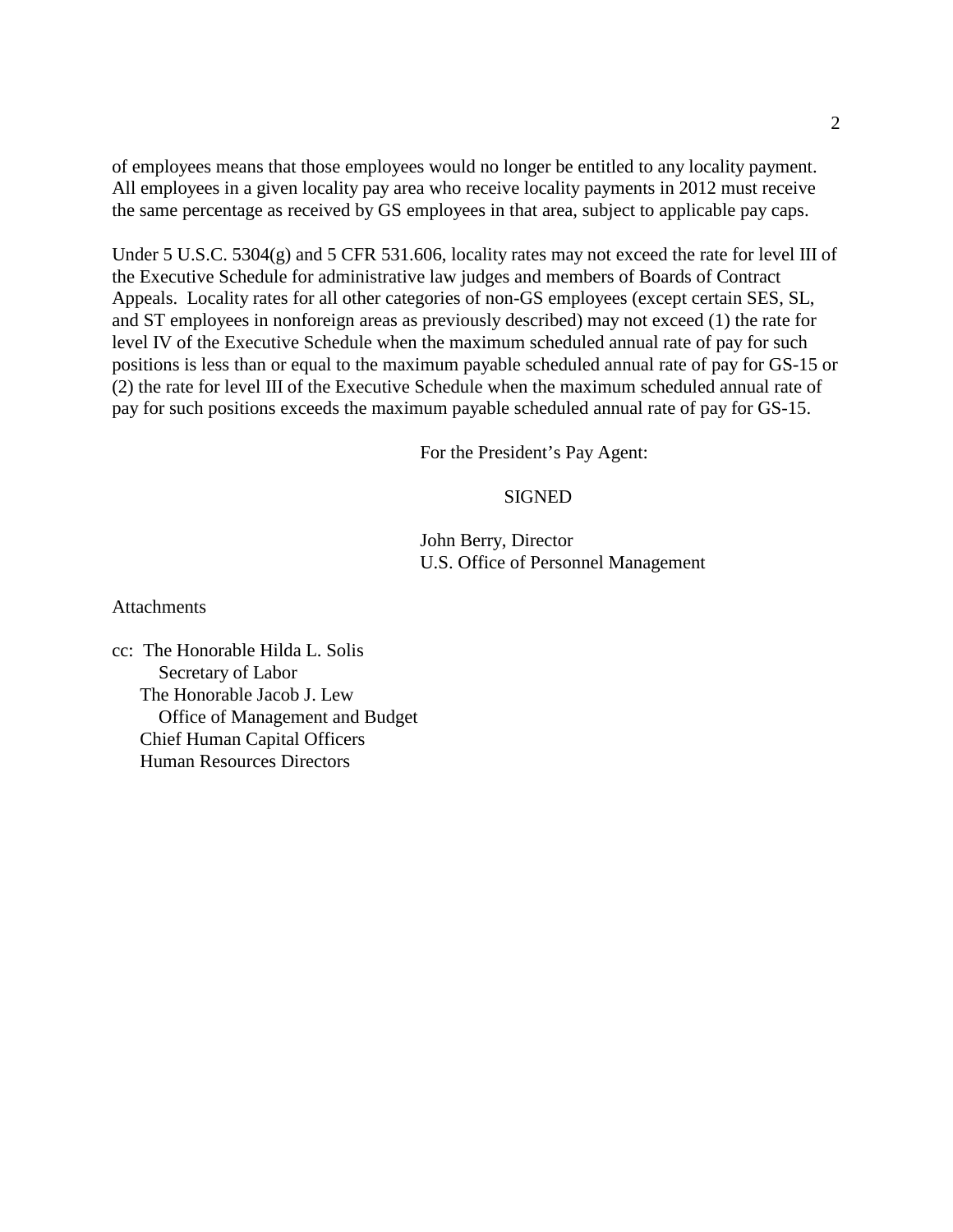of employees means that those employees would no longer be entitled to any locality payment. All employees in a given locality pay area who receive locality payments in 2012 must receive the same percentage as received by GS employees in that area, subject to applicable pay caps.

Under 5 U.S.C. 5304(g) and 5 CFR 531.606, locality rates may not exceed the rate for level III of the Executive Schedule for administrative law judges and members of Boards of Contract Appeals. Locality rates for all other categories of non-GS employees (except certain SES, SL, and ST employees in nonforeign areas as previously described) may not exceed (1) the rate for level IV of the Executive Schedule when the maximum scheduled annual rate of pay for such positions is less than or equal to the maximum payable scheduled annual rate of pay for GS-15 or (2) the rate for level III of the Executive Schedule when the maximum scheduled annual rate of pay for such positions exceeds the maximum payable scheduled annual rate of pay for GS-15.

For the President's Pay Agent:

SIGNED

John Berry, Director
U.S. Office of Personnel Management

Attachments

cc: The Honorable Hilda L. Solis
 Secretary of Labor
 The Honorable Jacob J. Lew
 Office of Management and Budget
 Chief Human Capital Officers
 Human Resources Directors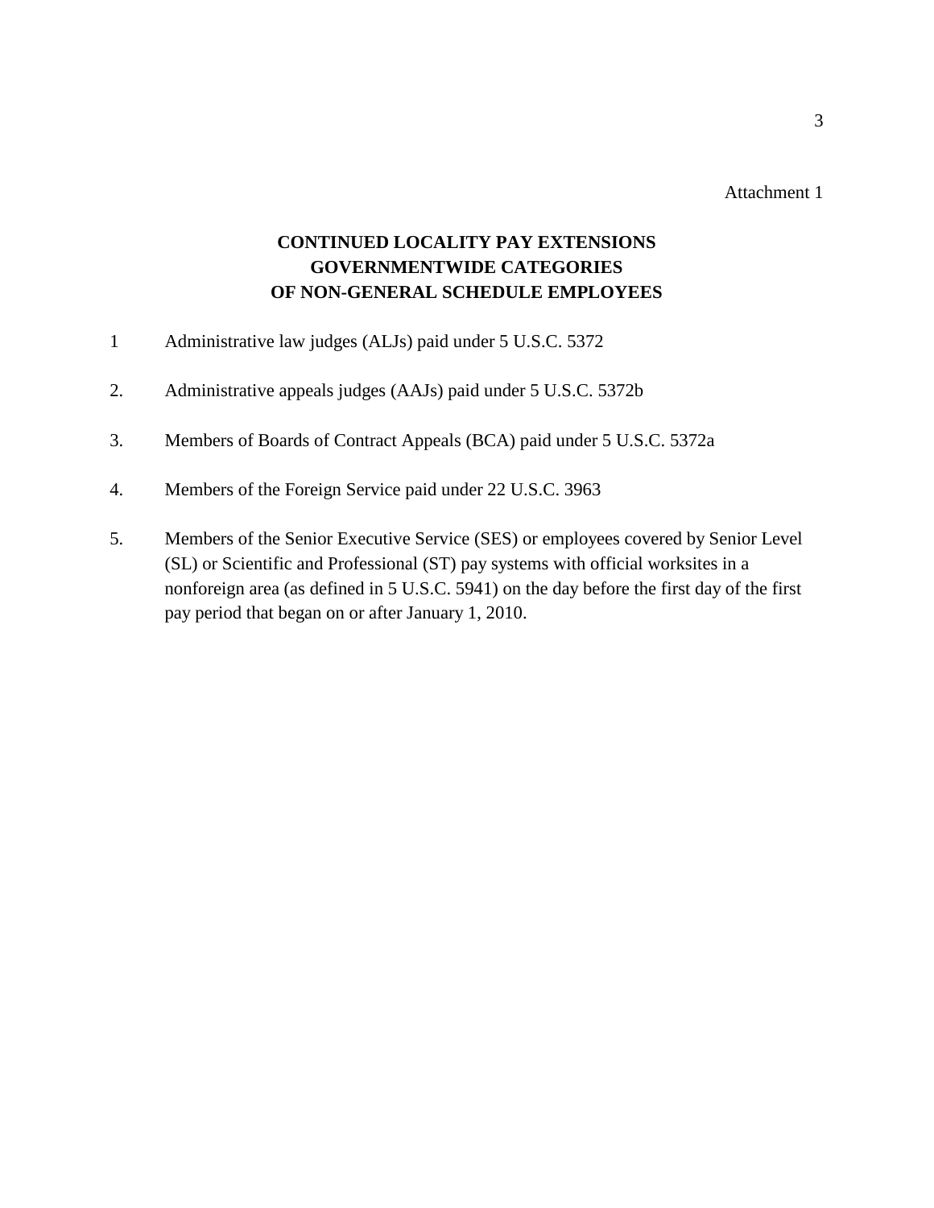Attachment 1

## CONTINUED LOCALITY PAY EXTENSIONS GOVERNMENTWIDE CATEGORIES OF NON-GENERAL SCHEDULE EMPLOYEES

1 Administrative law judges (ALJs) paid under 5 U.S.C. 5372

2. Administrative appeals judges (AAJs) paid under 5 U.S.C. 5372b

3. Members of Boards of Contract Appeals (BCA) paid under 5 U.S.C. 5372a

4. Members of the Foreign Service paid under 22 U.S.C. 3963

5. Members of the Senior Executive Service (SES) or employees covered by Senior Level (SL) or Scientific and Professional (ST) pay systems with official worksites in a nonforeign area (as defined in 5 U.S.C. 5941) on the day before the first day of the first pay period that began on or after January 1, 2010.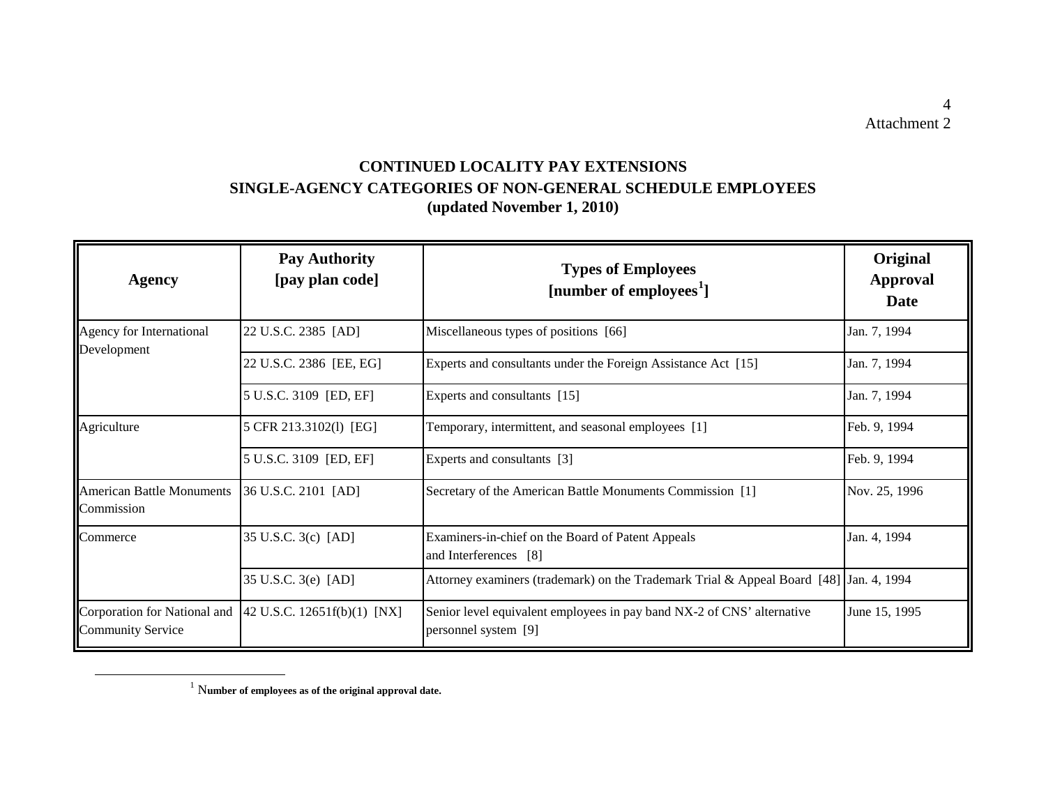Attachment 2

## CONTINUED LOCALITY PAY EXTENSIONS
## SINGLE-AGENCY CATEGORIES OF NON-GENERAL SCHEDULE EMPLOYEES
**(updated November 1, 2010)**

| Agency | Pay Authority [pay plan code] | Types of Employees [number of employees[1]] | Original Approval Date |
|---|---|---|---|
| Agency for International Development | 22 U.S.C. 2385 [AD] | Miscellaneous types of positions [66] | Jan. 7, 1994 |
| | 22 U.S.C. 2386 [EE, EG] | Experts and consultants under the Foreign Assistance Act [15] | Jan. 7, 1994 |
| | 5 U.S.C. 3109 [ED, EF] | Experts and consultants [15] | Jan. 7, 1994 |
| Agriculture | 5 CFR 213.3102(l) [EG] | Temporary, intermittent, and seasonal employees [1] | Feb. 9, 1994 |
| | 5 U.S.C. 3109 [ED, EF] | Experts and consultants [3] | Feb. 9, 1994 |
| American Battle Monuments Commission | 36 U.S.C. 2101 [AD] | Secretary of the American Battle Monuments Commission [1] | Nov. 25, 1996 |
| Commerce | 35 U.S.C. 3(c) [AD] | Examiners-in-chief on the Board of Patent Appeals and Interferences [8] | Jan. 4, 1994 |
| | 35 U.S.C. 3(e) [AD] | Attorney examiners (trademark) on the Trademark Trial & Appeal Board [48] | Jan. 4, 1994 |
| Corporation for National and Community Service | 42 U.S.C. 12651f(b)(1) [NX] | Senior level equivalent employees in pay band NX-2 of CNS' alternative personnel system [9] | June 15, 1995 |

[1] **Number of employees as of the original approval date.**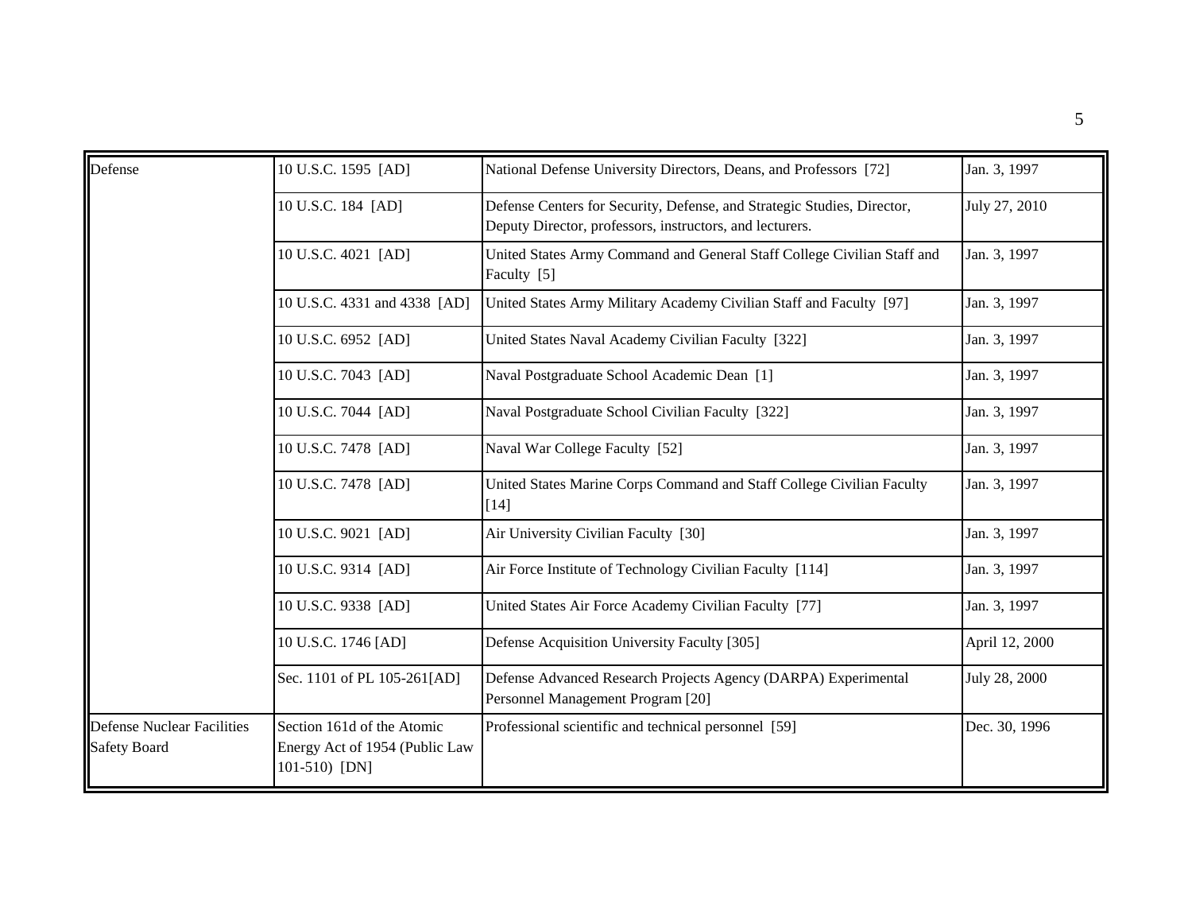| Defense | 10 U.S.C. 1595 [AD] | National Defense University Directors, Deans, and Professors [72] | Jan. 3, 1997 |
|---|---|---|---|
| | 10 U.S.C. 184 [AD] | Defense Centers for Security, Defense, and Strategic Studies, Director, Deputy Director, professors, instructors, and lecturers. | July 27, 2010 |
| | 10 U.S.C. 4021 [AD] | United States Army Command and General Staff College Civilian Staff and Faculty [5] | Jan. 3, 1997 |
| | 10 U.S.C. 4331 and 4338 [AD] | United States Army Military Academy Civilian Staff and Faculty [97] | Jan. 3, 1997 |
| | 10 U.S.C. 6952 [AD] | United States Naval Academy Civilian Faculty [322] | Jan. 3, 1997 |
| | 10 U.S.C. 7043 [AD] | Naval Postgraduate School Academic Dean [1] | Jan. 3, 1997 |
| | 10 U.S.C. 7044 [AD] | Naval Postgraduate School Civilian Faculty [322] | Jan. 3, 1997 |
| | 10 U.S.C. 7478 [AD] | Naval War College Faculty [52] | Jan. 3, 1997 |
| | 10 U.S.C. 7478 [AD] | United States Marine Corps Command and Staff College Civilian Faculty [14] | Jan. 3, 1997 |
| | 10 U.S.C. 9021 [AD] | Air University Civilian Faculty [30] | Jan. 3, 1997 |
| | 10 U.S.C. 9314 [AD] | Air Force Institute of Technology Civilian Faculty [114] | Jan. 3, 1997 |
| | 10 U.S.C. 9338 [AD] | United States Air Force Academy Civilian Faculty [77] | Jan. 3, 1997 |
| | 10 U.S.C. 1746 [AD] | Defense Acquisition University Faculty [305] | April 12, 2000 |
| | Sec. 1101 of PL 105-261[AD] | Defense Advanced Research Projects Agency (DARPA) Experimental Personnel Management Program [20] | July 28, 2000 |
| Defense Nuclear Facilities Safety Board | Section 161d of the Atomic Energy Act of 1954 (Public Law 101-510) [DN] | Professional scientific and technical personnel [59] | Dec. 30, 1996 |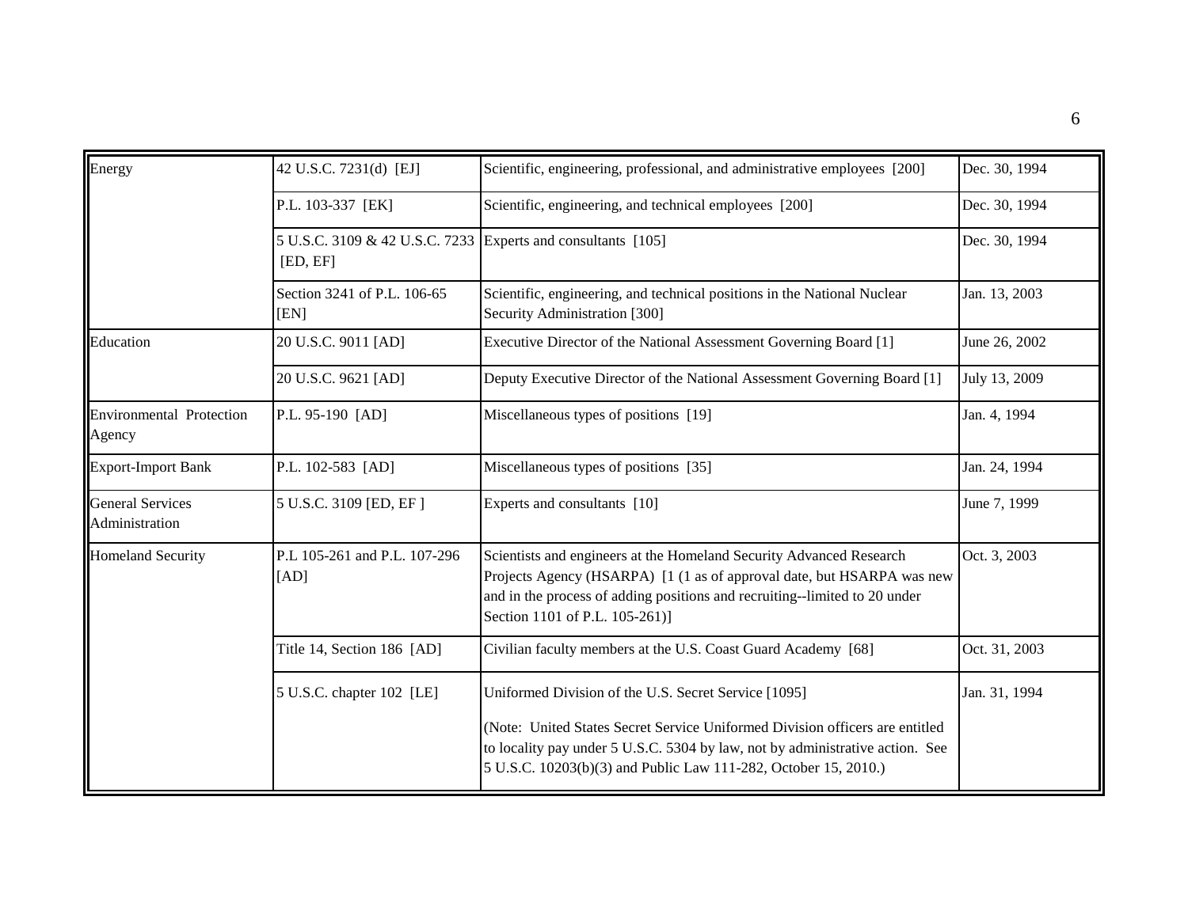| | | | |
|---|---|---|---|
| Energy | 42 U.S.C. 7231(d) [EJ] | Scientific, engineering, professional, and administrative employees [200] | Dec. 30, 1994 |
| | P.L. 103-337 [EK] | Scientific, engineering, and technical employees [200] | Dec. 30, 1994 |
| | 5 U.S.C. 3109 & 42 U.S.C. 7233 [ED, EF] | Experts and consultants [105] | Dec. 30, 1994 |
| | Section 3241 of P.L. 106-65 [EN] | Scientific, engineering, and technical positions in the National Nuclear Security Administration [300] | Jan. 13, 2003 |
| Education | 20 U.S.C. 9011 [AD] | Executive Director of the National Assessment Governing Board [1] | June 26, 2002 |
| | 20 U.S.C. 9621 [AD] | Deputy Executive Director of the National Assessment Governing Board [1] | July 13, 2009 |
| Environmental Protection Agency | P.L. 95-190 [AD] | Miscellaneous types of positions [19] | Jan. 4, 1994 |
| Export-Import Bank | P.L. 102-583 [AD] | Miscellaneous types of positions [35] | Jan. 24, 1994 |
| General Services Administration | 5 U.S.C. 3109 [ED, EF ] | Experts and consultants [10] | June 7, 1999 |
| Homeland Security | P.L 105-261 and P.L. 107-296 [AD] | Scientists and engineers at the Homeland Security Advanced Research Projects Agency (HSARPA) [1 (1 as of approval date, but HSARPA was new and in the process of adding positions and recruiting--limited to 20 under Section 1101 of P.L. 105-261)] | Oct. 3, 2003 |
| | Title 14, Section 186 [AD] | Civilian faculty members at the U.S. Coast Guard Academy [68] | Oct. 31, 2003 |
| | 5 U.S.C. chapter 102 [LE] | Uniformed Division of the U.S. Secret Service [1095]<br><br>(Note: United States Secret Service Uniformed Division officers are entitled to locality pay under 5 U.S.C. 5304 by law, not by administrative action. See 5 U.S.C. 10203(b)(3) and Public Law 111-282, October 15, 2010.) | Jan. 31, 1994 |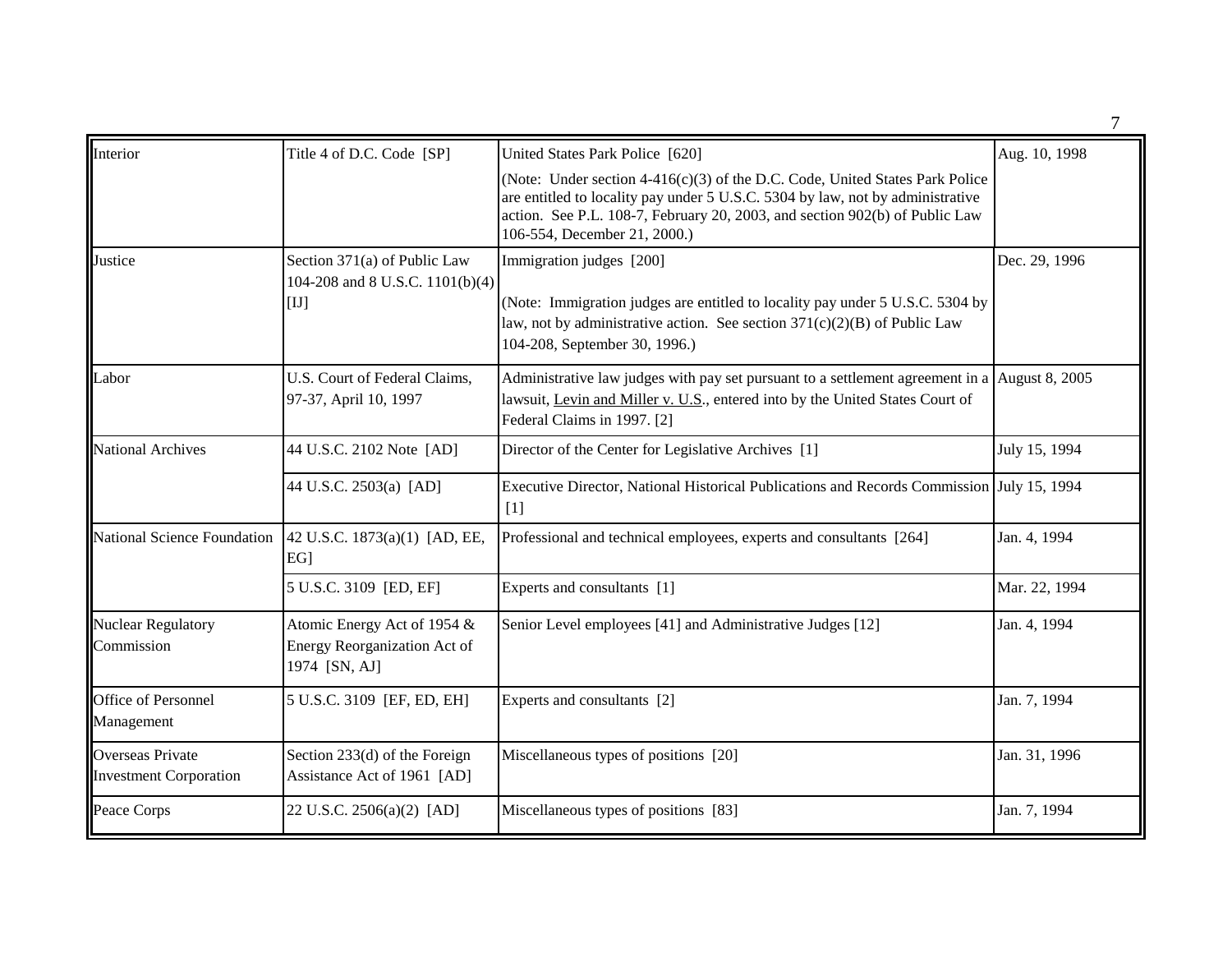| Interior | Title 4 of D.C. Code [SP] | United States Park Police [620]<br><br>(Note: Under section 4-416(c)(3) of the D.C. Code, United States Park Police are entitled to locality pay under 5 U.S.C. 5304 by law, not by administrative action. See P.L. 108-7, February 20, 2003, and section 902(b) of Public Law 106-554, December 21, 2000.) | Aug. 10, 1998 |
|---|---|---|---|
| Justice | Section 371(a) of Public Law 104-208 and 8 U.S.C. 1101(b)(4) [IJ] | Immigration judges [200]<br><br>(Note: Immigration judges are entitled to locality pay under 5 U.S.C. 5304 by law, not by administrative action. See section 371(c)(2)(B) of Public Law 104-208, September 30, 1996.) | Dec. 29, 1996 |
| Labor | U.S. Court of Federal Claims, 97-37, April 10, 1997 | Administrative law judges with pay set pursuant to a settlement agreement in a lawsuit, Levin and Miller v. U.S., entered into by the United States Court of Federal Claims in 1997. [2] | August 8, 2005 |
| National Archives | 44 U.S.C. 2102 Note [AD] | Director of the Center for Legislative Archives [1] | July 15, 1994 |
| | 44 U.S.C. 2503(a) [AD] | Executive Director, National Historical Publications and Records Commission [1] | July 15, 1994 |
| National Science Foundation | 42 U.S.C. 1873(a)(1) [AD, EE, EG] | Professional and technical employees, experts and consultants [264] | Jan. 4, 1994 |
| | 5 U.S.C. 3109 [ED, EF] | Experts and consultants [1] | Mar. 22, 1994 |
| Nuclear Regulatory Commission | Atomic Energy Act of 1954 & Energy Reorganization Act of 1974 [SN, AJ] | Senior Level employees [41] and Administrative Judges [12] | Jan. 4, 1994 |
| Office of Personnel Management | 5 U.S.C. 3109 [EF, ED, EH] | Experts and consultants [2] | Jan. 7, 1994 |
| Overseas Private Investment Corporation | Section 233(d) of the Foreign Assistance Act of 1961 [AD] | Miscellaneous types of positions [20] | Jan. 31, 1996 |
| Peace Corps | 22 U.S.C. 2506(a)(2) [AD] | Miscellaneous types of positions [83] | Jan. 7, 1994 |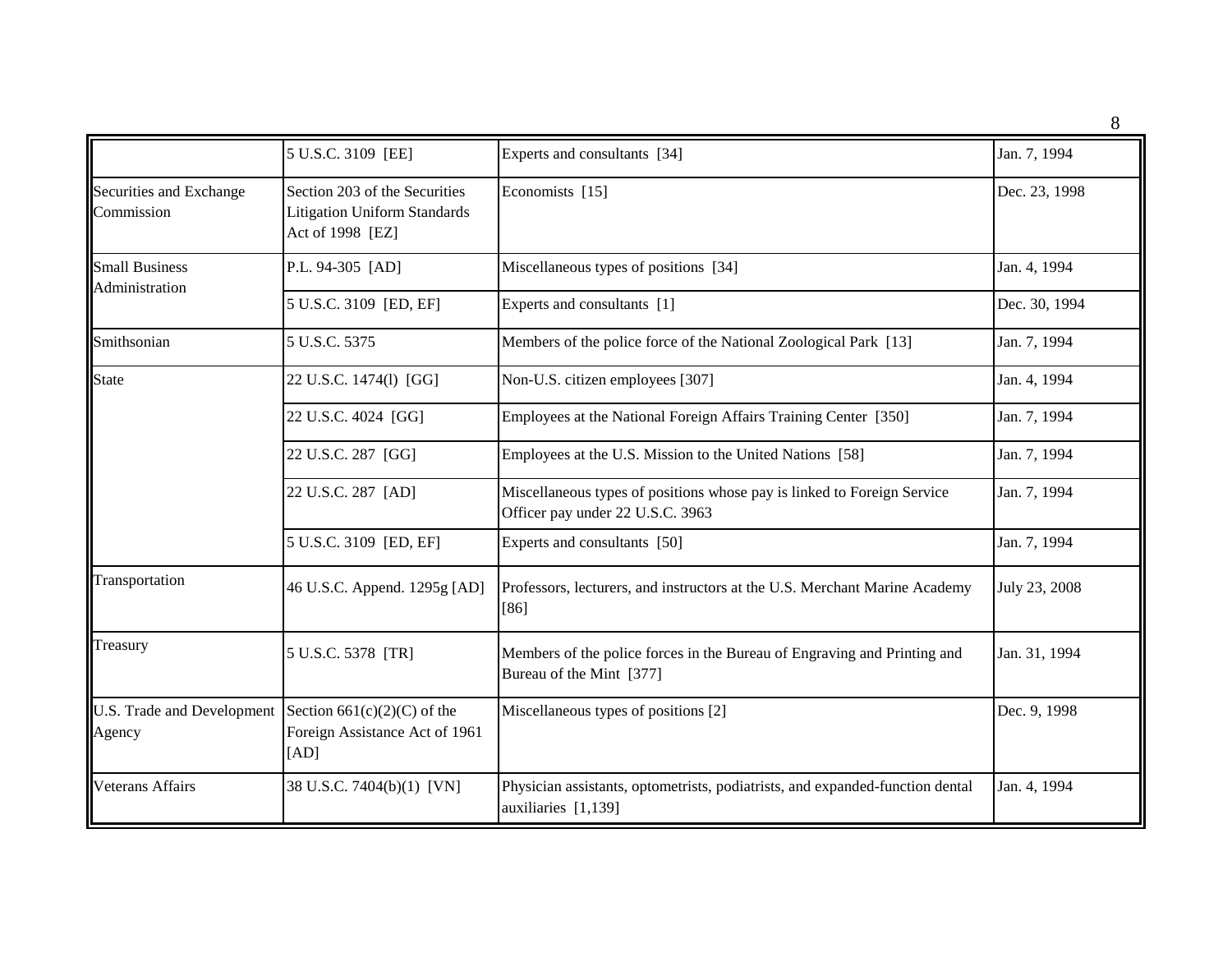| | | | |
|---|---|---|---|
| | 5 U.S.C. 3109 [EE] | Experts and consultants [34] | Jan. 7, 1994 |
| Securities and Exchange Commission | Section 203 of the Securities Litigation Uniform Standards Act of 1998 [EZ] | Economists [15] | Dec. 23, 1998 |
| Small Business Administration | P.L. 94-305 [AD] | Miscellaneous types of positions [34] | Jan. 4, 1994 |
| | 5 U.S.C. 3109 [ED, EF] | Experts and consultants [1] | Dec. 30, 1994 |
| Smithsonian | 5 U.S.C. 5375 | Members of the police force of the National Zoological Park [13] | Jan. 7, 1994 |
| State | 22 U.S.C. 1474(l) [GG] | Non-U.S. citizen employees [307] | Jan. 4, 1994 |
| | 22 U.S.C. 4024 [GG] | Employees at the National Foreign Affairs Training Center [350] | Jan. 7, 1994 |
| | 22 U.S.C. 287 [GG] | Employees at the U.S. Mission to the United Nations [58] | Jan. 7, 1994 |
| | 22 U.S.C. 287 [AD] | Miscellaneous types of positions whose pay is linked to Foreign Service Officer pay under 22 U.S.C. 3963 | Jan. 7, 1994 |
| | 5 U.S.C. 3109 [ED, EF] | Experts and consultants [50] | Jan. 7, 1994 |
| Transportation | 46 U.S.C. Append. 1295g [AD] | Professors, lecturers, and instructors at the U.S. Merchant Marine Academy [86] | July 23, 2008 |
| Treasury | 5 U.S.C. 5378 [TR] | Members of the police forces in the Bureau of Engraving and Printing and Bureau of the Mint [377] | Jan. 31, 1994 |
| U.S. Trade and Development Agency | Section 661(c)(2)(C) of the Foreign Assistance Act of 1961 [AD] | Miscellaneous types of positions [2] | Dec. 9, 1998 |
| Veterans Affairs | 38 U.S.C. 7404(b)(1) [VN] | Physician assistants, optometrists, podiatrists, and expanded-function dental auxiliaries [1,139] | Jan. 4, 1994 |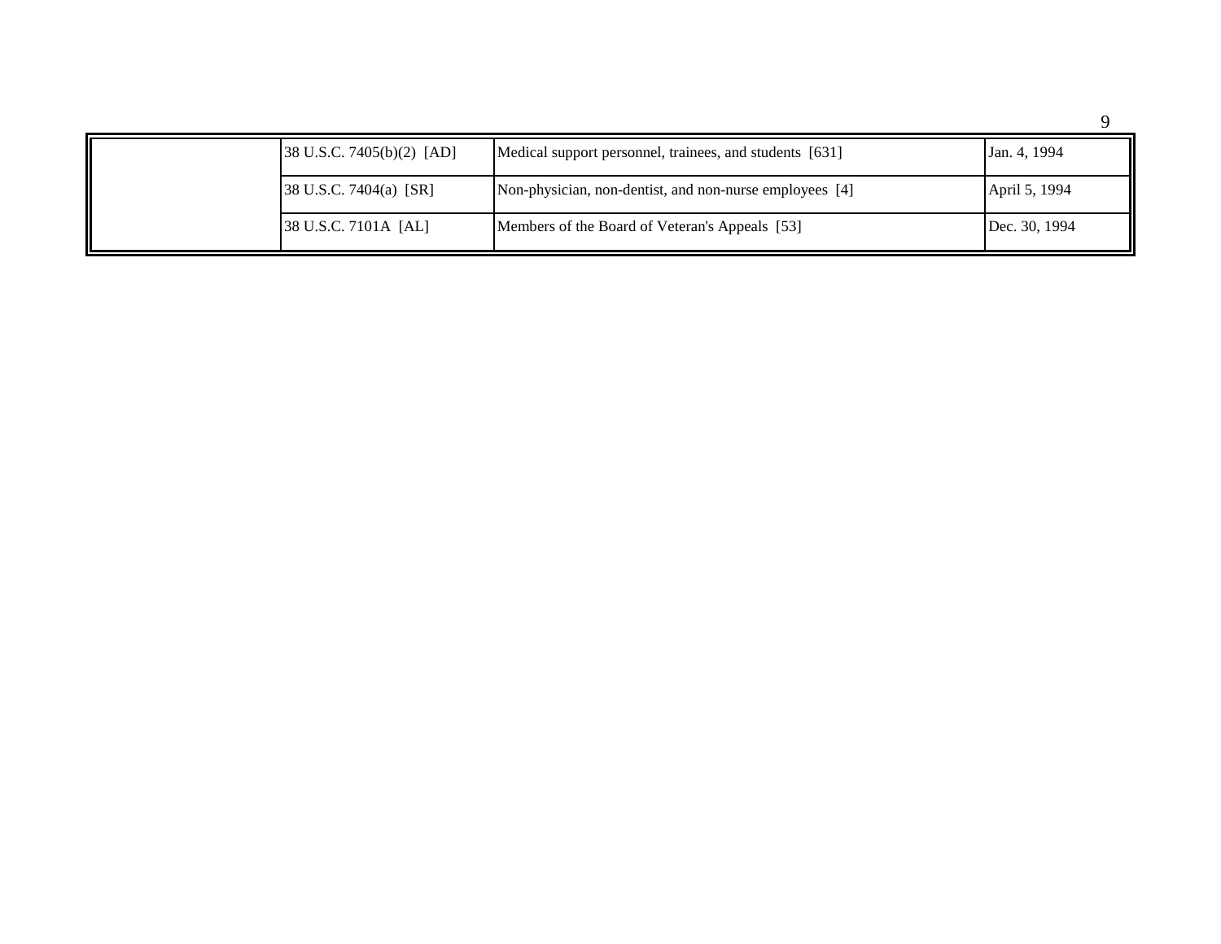| | | | |
|---|---|---|---|
| | 38 U.S.C. 7405(b)(2) [AD] | Medical support personnel, trainees, and students [631] | Jan. 4, 1994 |
| | 38 U.S.C. 7404(a) [SR] | Non-physician, non-dentist, and non-nurse employees [4] | April 5, 1994 |
| | 38 U.S.C. 7101A [AL] | Members of the Board of Veteran's Appeals [53] | Dec. 30, 1994 |